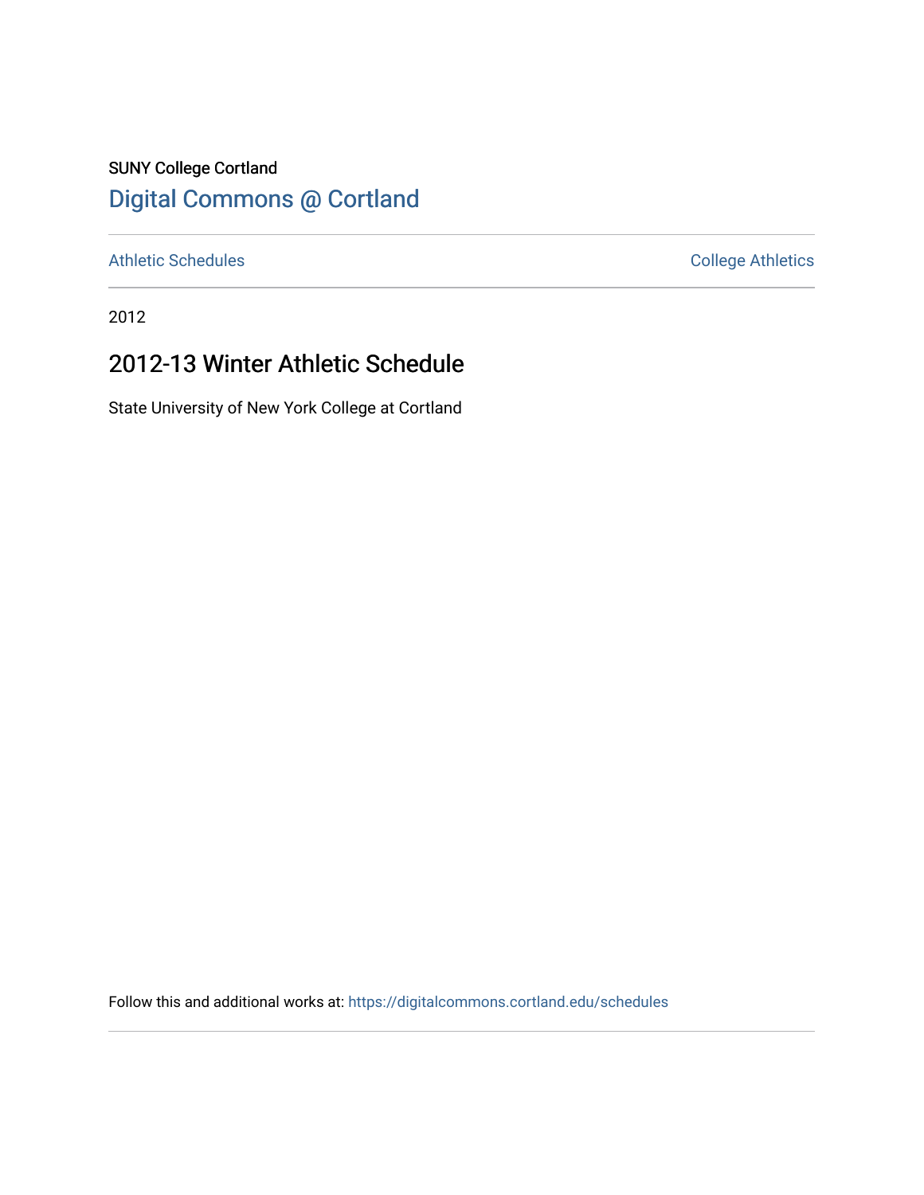SUNY College Cortland

Digital Commons @ Cortland

Athletic Schedules

College Athletics

2012

# 2012-13 Winter Athletic Schedule

State University of New York College at Cortland

Follow this and additional works at: https://digitalcommons.cortland.edu/schedules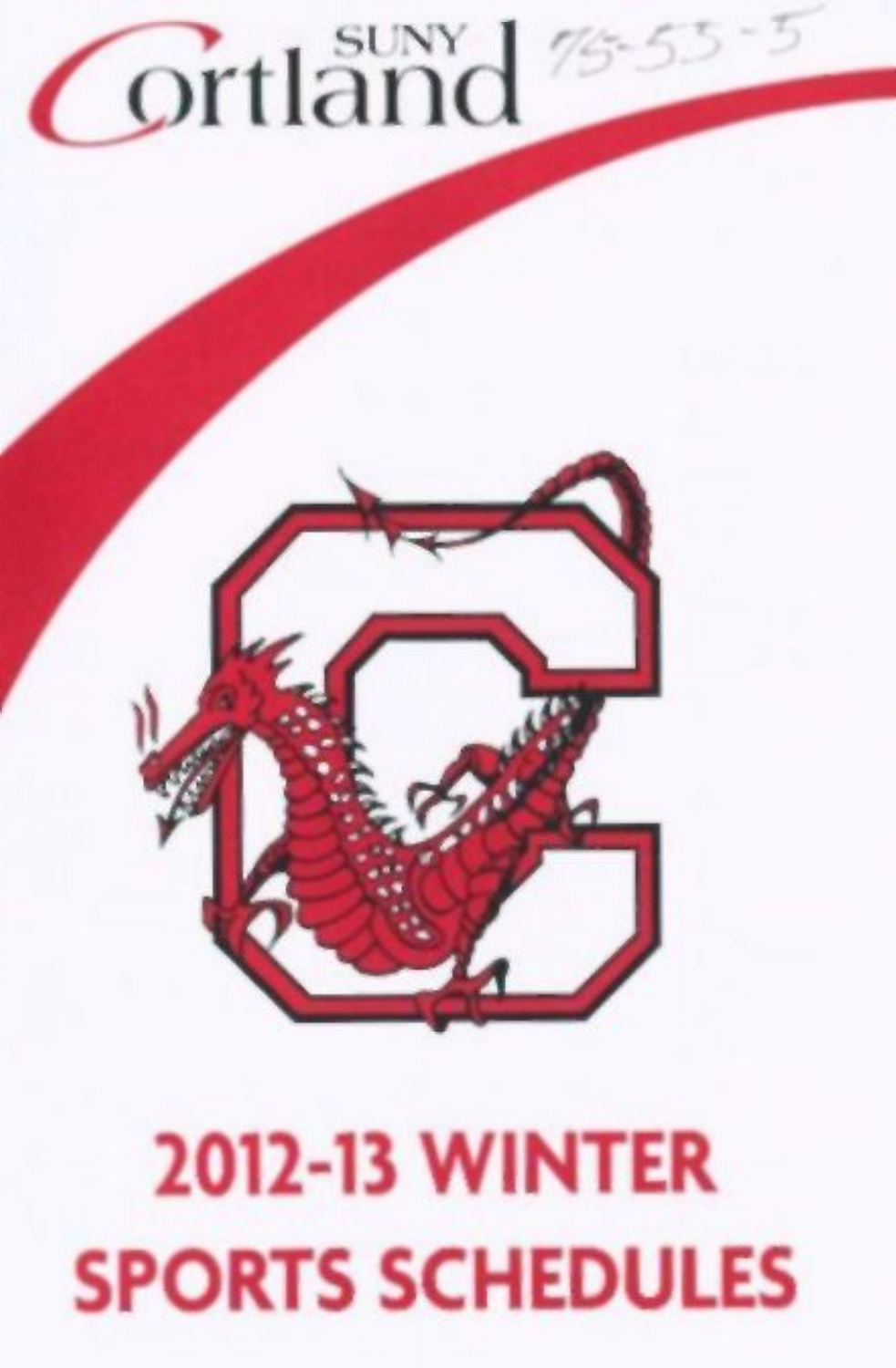SUNY Cortland

75-53-5

# 2012-13 WINTER SPORTS SCHEDULES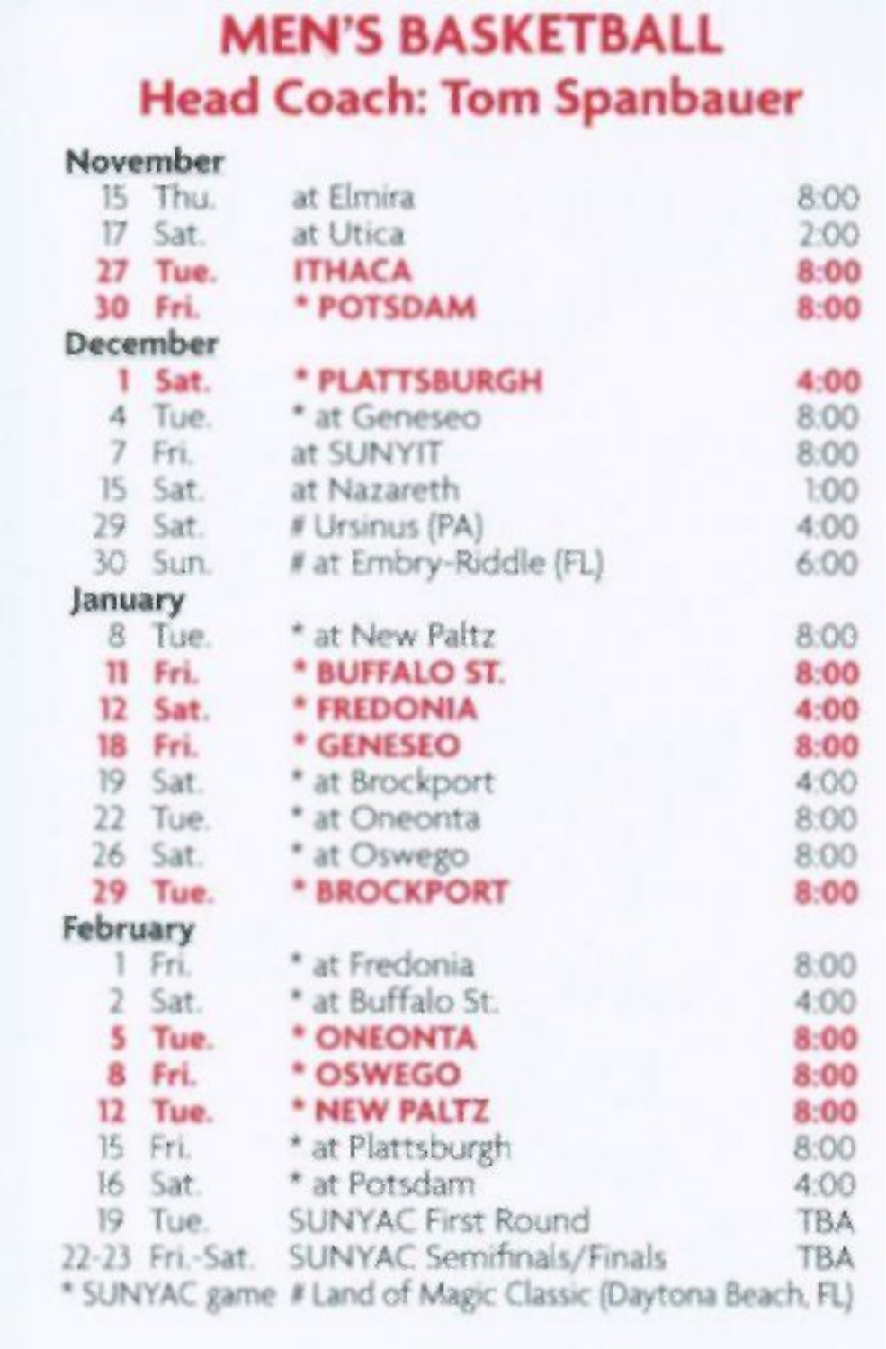# MEN'S BASKETBALL

## Head Coach: Tom Spanbauer

| Date | Day | Opponent | Time |
|---|---|---|---|
| **November** | | | |
| 15 | Thu. | at Elmira | 8:00 |
| 17 | Sat. | at Utica | 2:00 |
| **27** | **Tue.** | **ITHACA** | **8:00** |
| **30** | **Fri.** | **\* POTSDAM** | **8:00** |
| **December** | | | |
| **1** | **Sat.** | **\* PLATTSBURGH** | **4:00** |
| 4 | Tue. | * at Geneseo | 8:00 |
| 7 | Fri. | at SUNYIT | 8:00 |
| 15 | Sat. | at Nazareth | 1:00 |
| 29 | Sat. | # Ursinus (PA) | 4:00 |
| 30 | Sun. | # at Embry-Riddle (FL) | 6:00 |
| **January** | | | |
| 8 | Tue. | * at New Paltz | 8:00 |
| **11** | **Fri.** | **\* BUFFALO ST.** | **8:00** |
| **12** | **Sat.** | **\* FREDONIA** | **4:00** |
| **18** | **Fri.** | **\* GENESEO** | **8:00** |
| 19 | Sat. | * at Brockport | 4:00 |
| 22 | Tue. | * at Oneonta | 8:00 |
| 26 | Sat. | * at Oswego | 8:00 |
| **29** | **Tue.** | **\* BROCKPORT** | **8:00** |
| **February** | | | |
| 1 | Fri. | * at Fredonia | 8:00 |
| 2 | Sat. | * at Buffalo St. | 4:00 |
| **5** | **Tue.** | **\* ONEONTA** | **8:00** |
| **8** | **Fri.** | **\* OSWEGO** | **8:00** |
| **12** | **Tue.** | **\* NEW PALTZ** | **8:00** |
| 15 | Fri. | * at Plattsburgh | 8:00 |
| 16 | Sat. | * at Potsdam | 4:00 |
| 19 | Tue. | SUNYAC First Round | TBA |
| 22-23 | Fri.-Sat. | SUNYAC Semifinals/Finals | TBA |

* SUNYAC game # Land of Magic Classic (Daytona Beach, FL)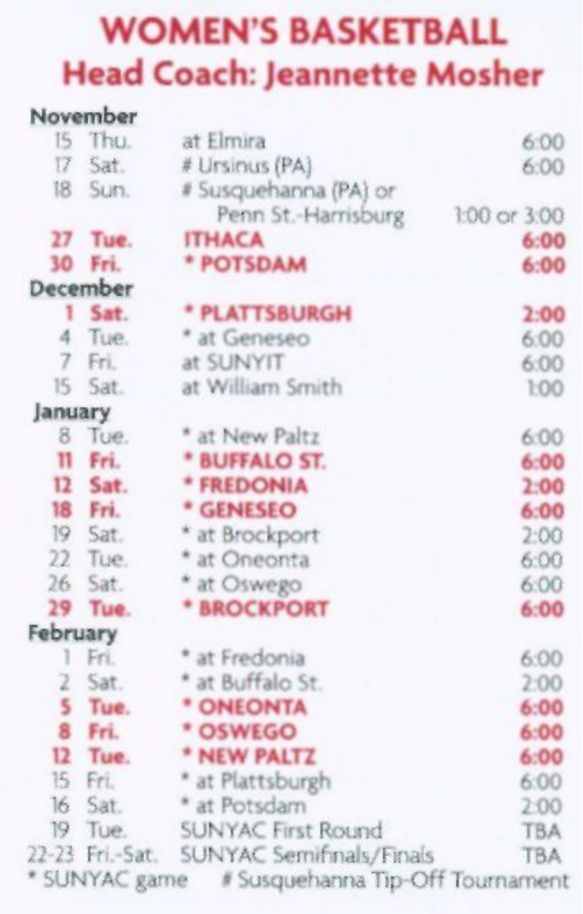# WOMEN'S BASKETBALL

## Head Coach: Jeannette Mosher

| Date | Day | Opponent | Time |
|---|---|---|---|
| **November** | | | |
| 15 | Thu. | at Elmira | 6:00 |
| 17 | Sat. | # Ursinus (PA) | 6:00 |
| 18 | Sun. | # Susquehanna (PA) or Penn St.-Harrisburg | 1:00 or 3:00 |
| **27** | **Tue.** | **ITHACA** | **6:00** |
| **30** | **Fri.** | **\* POTSDAM** | **6:00** |
| **December** | | | |
| **1** | **Sat.** | **\* PLATTSBURGH** | **2:00** |
| 4 | Tue. | * at Geneseo | 6:00 |
| 7 | Fri. | at SUNYIT | 6:00 |
| 15 | Sat. | at William Smith | 1:00 |
| **January** | | | |
| 8 | Tue. | * at New Paltz | 6:00 |
| **11** | **Fri.** | **\* BUFFALO ST.** | **6:00** |
| **12** | **Sat.** | **\* FREDONIA** | **2:00** |
| **18** | **Fri.** | **\* GENESEO** | **6:00** |
| 19 | Sat. | * at Brockport | 2:00 |
| 22 | Tue. | * at Oneonta | 6:00 |
| 26 | Sat. | * at Oswego | 6:00 |
| **29** | **Tue.** | **\* BROCKPORT** | **6:00** |
| **February** | | | |
| 1 | Fri. | * at Fredonia | 6:00 |
| 2 | Sat. | * at Buffalo St. | 2:00 |
| **5** | **Tue.** | **\* ONEONTA** | **6:00** |
| **8** | **Fri.** | **\* OSWEGO** | **6:00** |
| **12** | **Tue.** | **\* NEW PALTZ** | **6:00** |
| 15 | Fri. | * at Plattsburgh | 6:00 |
| 16 | Sat. | * at Potsdam | 2:00 |
| 19 | Tue. | SUNYAC First Round | TBA |
| 22-23 | Fri.-Sat. | SUNYAC Semifinals/Finals | TBA |

* SUNYAC game # Susquehanna Tip-Off Tournament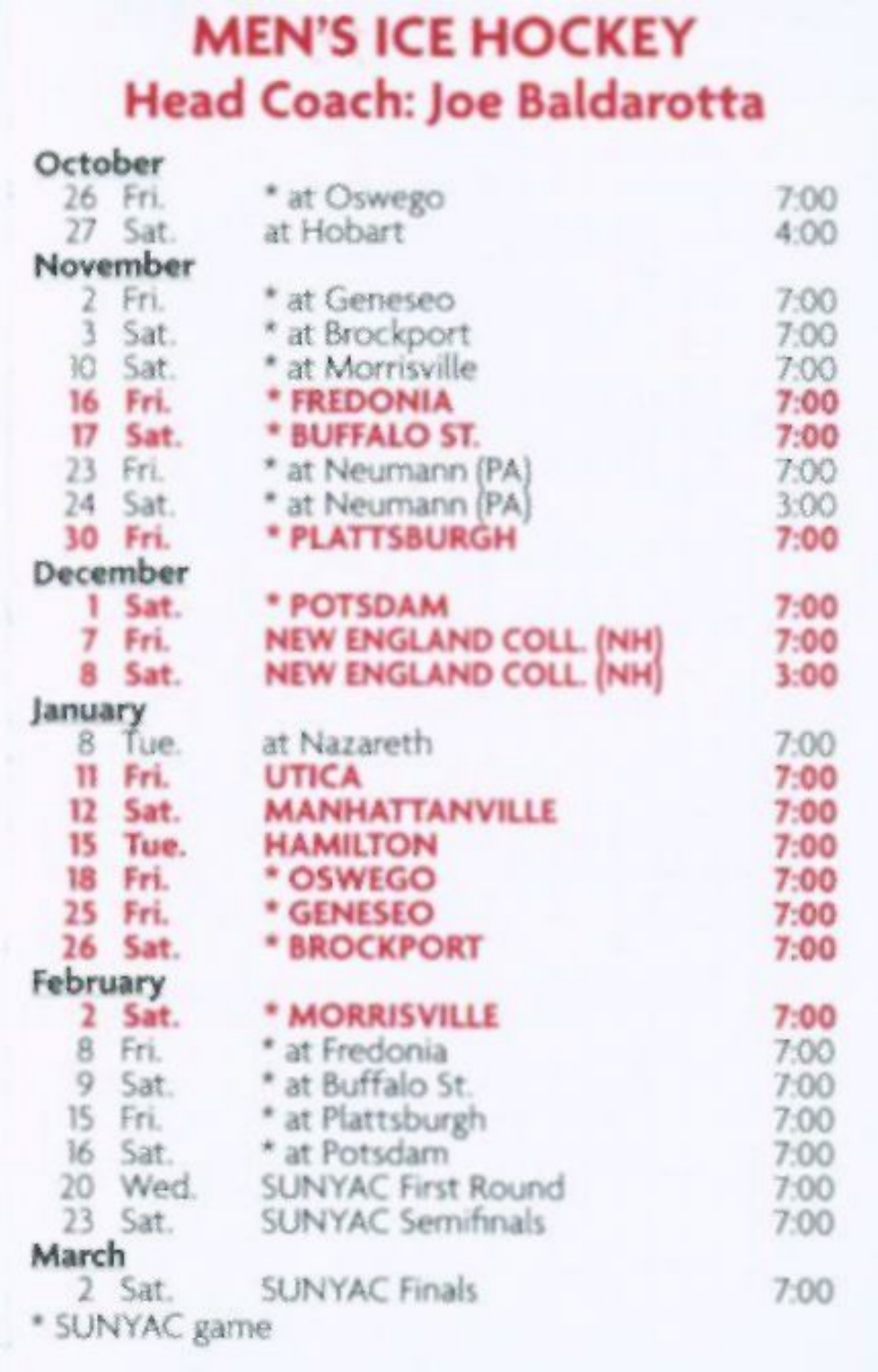# MEN'S ICE HOCKEY

## Head Coach: Joe Baldarotta

| | | | |
|---|---|---|---|
| **October** | | | |
| 26 | Fri. | * at Oswego | 7:00 |
| 27 | Sat. | at Hobart | 4:00 |
| **November** | | | |
| 2 | Fri. | * at Geneseo | 7:00 |
| 3 | Sat. | * at Brockport | 7:00 |
| 10 | Sat. | * at Morrisville | 7:00 |
| **16** | **Fri.** | **\* FREDONIA** | **7:00** |
| **17** | **Sat.** | **\* BUFFALO ST.** | **7:00** |
| 23 | Fri. | * at Neumann (PA) | 7:00 |
| 24 | Sat. | * at Neumann (PA) | 3:00 |
| **30** | **Fri.** | **\* PLATTSBURGH** | **7:00** |
| **December** | | | |
| **1** | **Sat.** | **\* POTSDAM** | **7:00** |
| **7** | **Fri.** | **NEW ENGLAND COLL. (NH)** | **7:00** |
| **8** | **Sat.** | **NEW ENGLAND COLL. (NH)** | **3:00** |
| **January** | | | |
| 8 | Tue. | at Nazareth | 7:00 |
| **11** | **Fri.** | **UTICA** | **7:00** |
| **12** | **Sat.** | **MANHATTANVILLE** | **7:00** |
| **15** | **Tue.** | **HAMILTON** | **7:00** |
| **18** | **Fri.** | **\* OSWEGO** | **7:00** |
| **25** | **Fri.** | **\* GENESEO** | **7:00** |
| **26** | **Sat.** | **\* BROCKPORT** | **7:00** |
| **February** | | | |
| **2** | **Sat.** | **\* MORRISVILLE** | **7:00** |
| 8 | Fri. | * at Fredonia | 7:00 |
| 9 | Sat. | * at Buffalo St. | 7:00 |
| 15 | Fri. | * at Plattsburgh | 7:00 |
| 16 | Sat. | * at Potsdam | 7:00 |
| 20 | Wed. | SUNYAC First Round | 7:00 |
| 23 | Sat. | SUNYAC Semifinals | 7:00 |
| **March** | | | |
| 2 | Sat. | SUNYAC Finals | 7:00 |

* SUNYAC game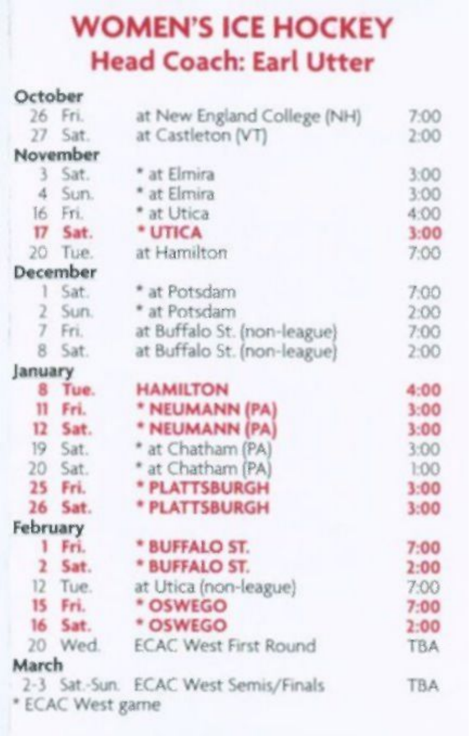# WOMEN'S ICE HOCKEY

## Head Coach: Earl Utter

| Date | Day | Opponent | Time |
|---|---|---|---|
| **October** | | | |
| 26 | Fri. | at New England College (NH) | 7:00 |
| 27 | Sat. | at Castleton (VT) | 2:00 |
| **November** | | | |
| 3 | Sat. | * at Elmira | 3:00 |
| 4 | Sun. | * at Elmira | 3:00 |
| 16 | Fri. | * at Utica | 4:00 |
| **17** | **Sat.** | **\* UTICA** | **3:00** |
| 20 | Tue. | at Hamilton | 7:00 |
| **December** | | | |
| 1 | Sat. | * at Potsdam | 7:00 |
| 2 | Sun. | * at Potsdam | 2:00 |
| 7 | Fri. | at Buffalo St. (non-league) | 7:00 |
| 8 | Sat. | at Buffalo St. (non-league) | 2:00 |
| **January** | | | |
| **8** | **Tue.** | **HAMILTON** | **4:00** |
| **11** | **Fri.** | **\* NEUMANN (PA)** | **3:00** |
| **12** | **Sat.** | **\* NEUMANN (PA)** | **3:00** |
| 19 | Sat. | * at Chatham (PA) | 3:00 |
| 20 | Sat. | * at Chatham (PA) | 1:00 |
| **25** | **Fri.** | **\* PLATTSBURGH** | **3:00** |
| **26** | **Sat.** | **\* PLATTSBURGH** | **3:00** |
| **February** | | | |
| **1** | **Fri.** | **\* BUFFALO ST.** | **7:00** |
| **2** | **Sat.** | **\* BUFFALO ST.** | **2:00** |
| 12 | Tue. | at Utica (non-league) | 7:00 |
| **15** | **Fri.** | **\* OSWEGO** | **7:00** |
| **16** | **Sat.** | **\* OSWEGO** | **2:00** |
| 20 | Wed. | ECAC West First Round | TBA |
| **March** | | | |
| 2-3 | Sat.-Sun. | ECAC West Semis/Finals | TBA |

\* ECAC West game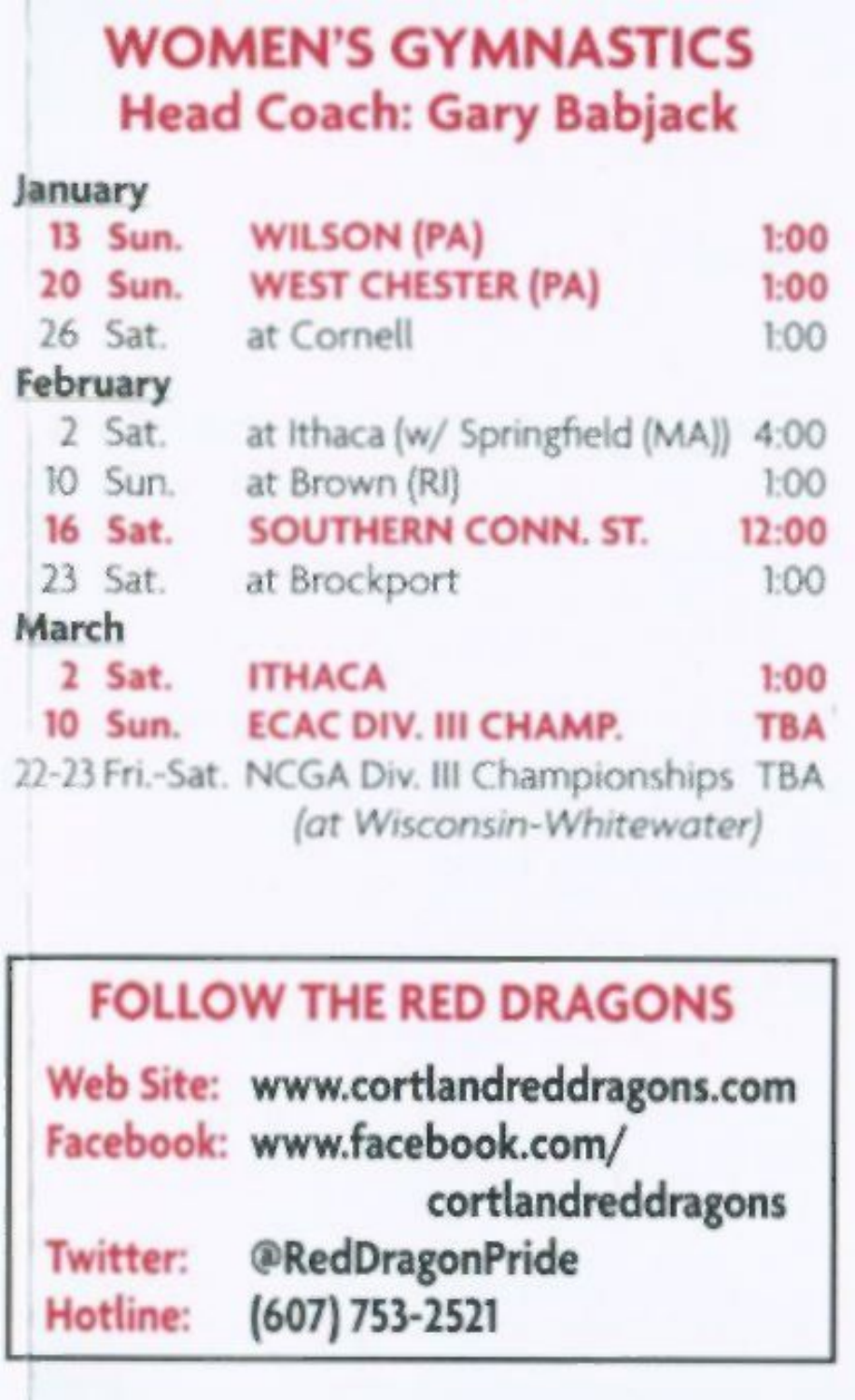# WOMEN'S GYMNASTICS
## Head Coach: Gary Babjack

| Date | Day | Opponent | Time |
|---|---|---|---|
| **January** | | | |
| **13** | **Sun.** | **WILSON (PA)** | **1:00** |
| **20** | **Sun.** | **WEST CHESTER (PA)** | **1:00** |
| 26 | Sat. | at Cornell | 1:00 |
| **February** | | | |
| 2 | Sat. | at Ithaca (w/ Springfield (MA)) | 4:00 |
| 10 | Sun. | at Brown (RI) | 1:00 |
| **16** | **Sat.** | **SOUTHERN CONN. ST.** | **12:00** |
| 23 | Sat. | at Brockport | 1:00 |
| **March** | | | |
| **2** | **Sat.** | **ITHACA** | **1:00** |
| **10** | **Sun.** | **ECAC DIV. III CHAMP.** | **TBA** |
| 22-23 | Fri.-Sat. | NCGA Div. III Championships *(at Wisconsin-Whitewater)* | TBA |

## FOLLOW THE RED DRAGONS

**Web Site:** www.cortlandreddragons.com
**Facebook:** www.facebook.com/cortlandreddragons
**Twitter:** @RedDragonPride
**Hotline:** (607) 753-2521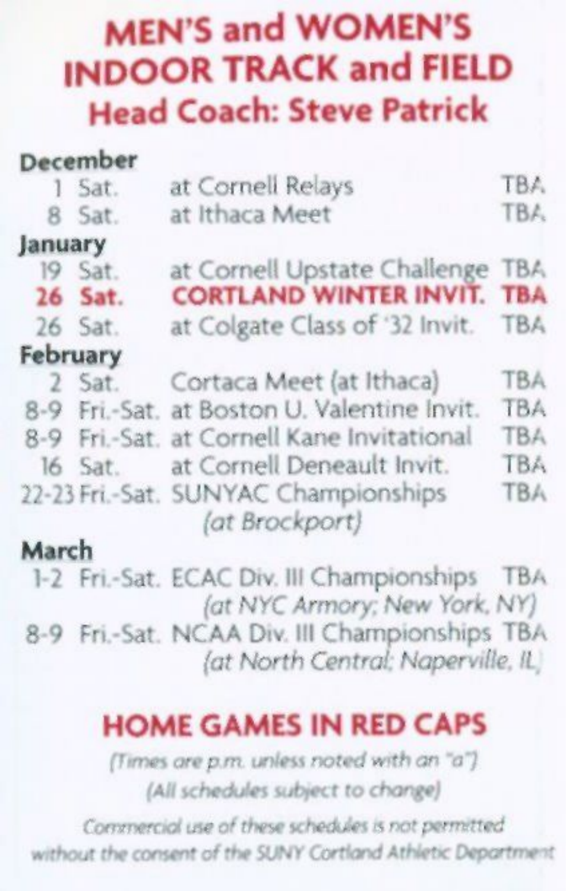# MEN'S and WOMEN'S INDOOR TRACK and FIELD

## Head Coach: Steve Patrick

| Date | Day | Event | Time |
|---|---|---|---|
| **December** | | | |
| 1 | Sat. | at Cornell Relays | TBA |
| 8 | Sat. | at Ithaca Meet | TBA |
| **January** | | | |
| 19 | Sat. | at Cornell Upstate Challenge | TBA |
| **26** | **Sat.** | **CORTLAND WINTER INVIT.** | **TBA** |
| 26 | Sat. | at Colgate Class of '32 Invit. | TBA |
| **February** | | | |
| 2 | Sat. | Cortaca Meet (at Ithaca) | TBA |
| 8-9 | Fri.-Sat. | at Boston U. Valentine Invit. | TBA |
| 8-9 | Fri.-Sat. | at Cornell Kane Invitational | TBA |
| 16 | Sat. | at Cornell Deneault Invit. | TBA |
| 22-23 | Fri.-Sat. | SUNYAC Championships *(at Brockport)* | TBA |
| **March** | | | |
| 1-2 | Fri.-Sat. | ECAC Div. III Championships *(at NYC Armory; New York, NY)* | TBA |
| 8-9 | Fri.-Sat. | NCAA Div. III Championships *(at North Central; Naperville, IL)* | TBA |

## HOME GAMES IN RED CAPS

*(Times are p.m. unless noted with an "a")*

*(All schedules subject to change)*

*Commercial use of these schedules is not permitted without the consent of the SUNY Cortland Athletic Department*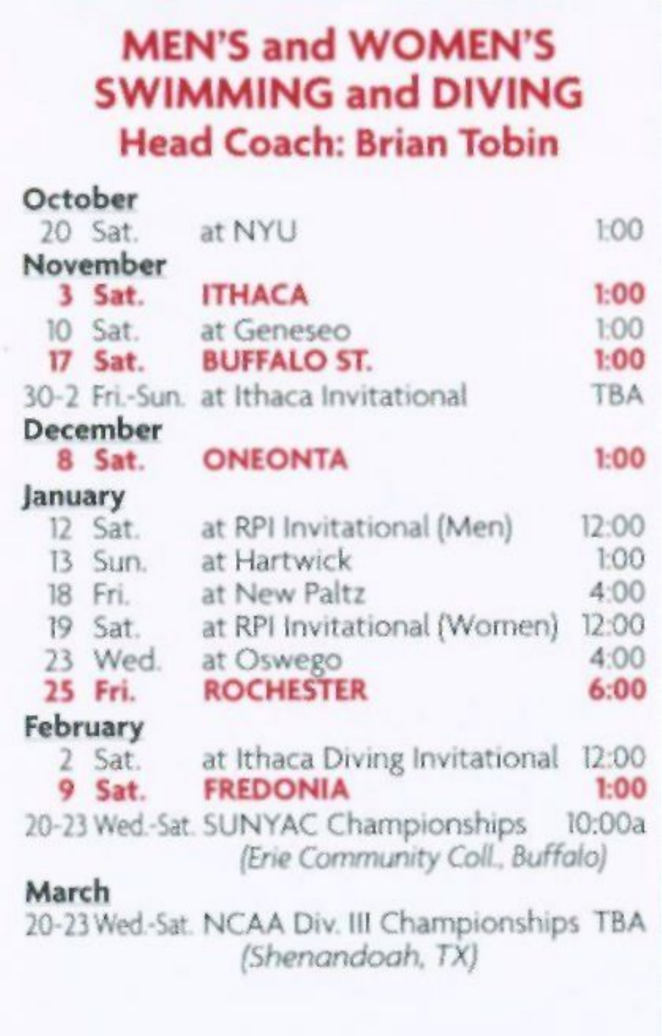# MEN'S and WOMEN'S SWIMMING and DIVING

## Head Coach: Brian Tobin

**October**

| | | | |
|---|---|---|---|
| 20 | Sat. | at NYU | 1:00 |

**November**

| | | | |
|---|---|---|---|
| **3** | **Sat.** | **ITHACA** | **1:00** |
| 10 | Sat. | at Geneseo | 1:00 |
| **17** | **Sat.** | **BUFFALO ST.** | **1:00** |
| 30-2 | Fri.-Sun. | at Ithaca Invitational | TBA |

**December**

| | | | |
|---|---|---|---|
| **8** | **Sat.** | **ONEONTA** | **1:00** |

**January**

| | | | |
|---|---|---|---|
| 12 | Sat. | at RPI Invitational (Men) | 12:00 |
| 13 | Sun. | at Hartwick | 1:00 |
| 18 | Fri. | at New Paltz | 4:00 |
| 19 | Sat. | at RPI Invitational (Women) | 12:00 |
| 23 | Wed. | at Oswego | 4:00 |
| **25** | **Fri.** | **ROCHESTER** | **6:00** |

**February**

| | | | |
|---|---|---|---|
| 2 | Sat. | at Ithaca Diving Invitational | 12:00 |
| **9** | **Sat.** | **FREDONIA** | **1:00** |
| 20-23 | Wed.-Sat. | SUNYAC Championships *(Erie Community Coll., Buffalo)* | 10:00a |

**March**

| | | | |
|---|---|---|---|
| 20-23 | Wed.-Sat. | NCAA Div. III Championships *(Shenandoah, TX)* | TBA |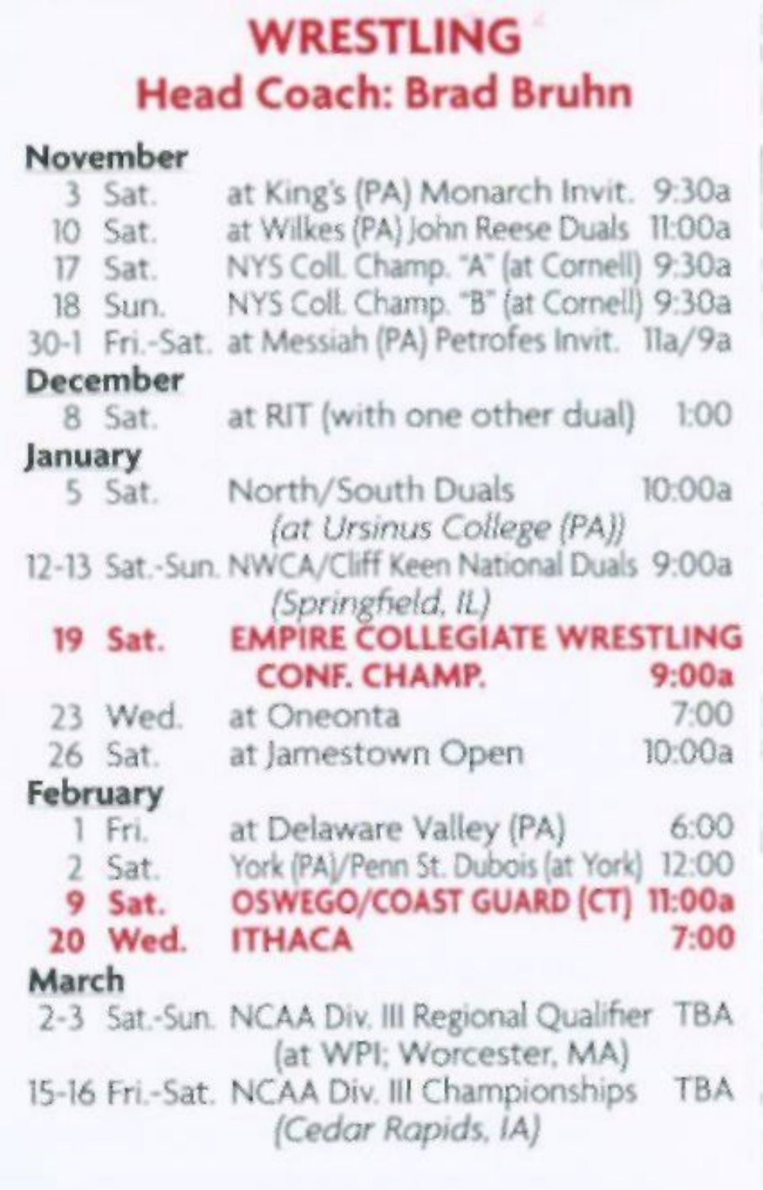# WRESTLING

## Head Coach: Brad Bruhn

**November**

| | | | |
|---|---|---|---|
| 3 | Sat. | at King's (PA) Monarch Invit. | 9:30a |
| 10 | Sat. | at Wilkes (PA) John Reese Duals | 11:00a |
| 17 | Sat. | NYS Coll. Champ. "A" (at Cornell) | 9:30a |
| 18 | Sun. | NYS Coll. Champ. "B" (at Cornell) | 9:30a |
| 30-1 | Fri.-Sat. | at Messiah (PA) Petrofes Invit. | 11a/9a |

**December**

| | | | |
|---|---|---|---|
| 8 | Sat. | at RIT (with one other dual) | 1:00 |

**January**

| | | | |
|---|---|---|---|
| 5 | Sat. | North/South Duals *(at Ursinus College (PA))* | 10:00a |
| 12-13 | Sat.-Sun. | NWCA/Cliff Keen National Duals *(Springfield, IL)* | 9:00a |
| **19** | **Sat.** | **EMPIRE COLLEGIATE WRESTLING CONF. CHAMP.** | **9:00a** |
| 23 | Wed. | at Oneonta | 7:00 |
| 26 | Sat. | at Jamestown Open | 10:00a |

**February**

| | | | |
|---|---|---|---|
| 1 | Fri. | at Delaware Valley (PA) | 6:00 |
| 2 | Sat. | York (PA)/Penn St. Dubois (at York) | 12:00 |
| **9** | **Sat.** | **OSWEGO/COAST GUARD (CT)** | **11:00a** |
| **20** | **Wed.** | **ITHACA** | **7:00** |

**March**

| | | | |
|---|---|---|---|
| 2-3 | Sat.-Sun. | NCAA Div. III Regional Qualifier (at WPI; Worcester, MA) | TBA |
| 15-16 | Fri.-Sat. | NCAA Div. III Championships *(Cedar Rapids, IA)* | TBA |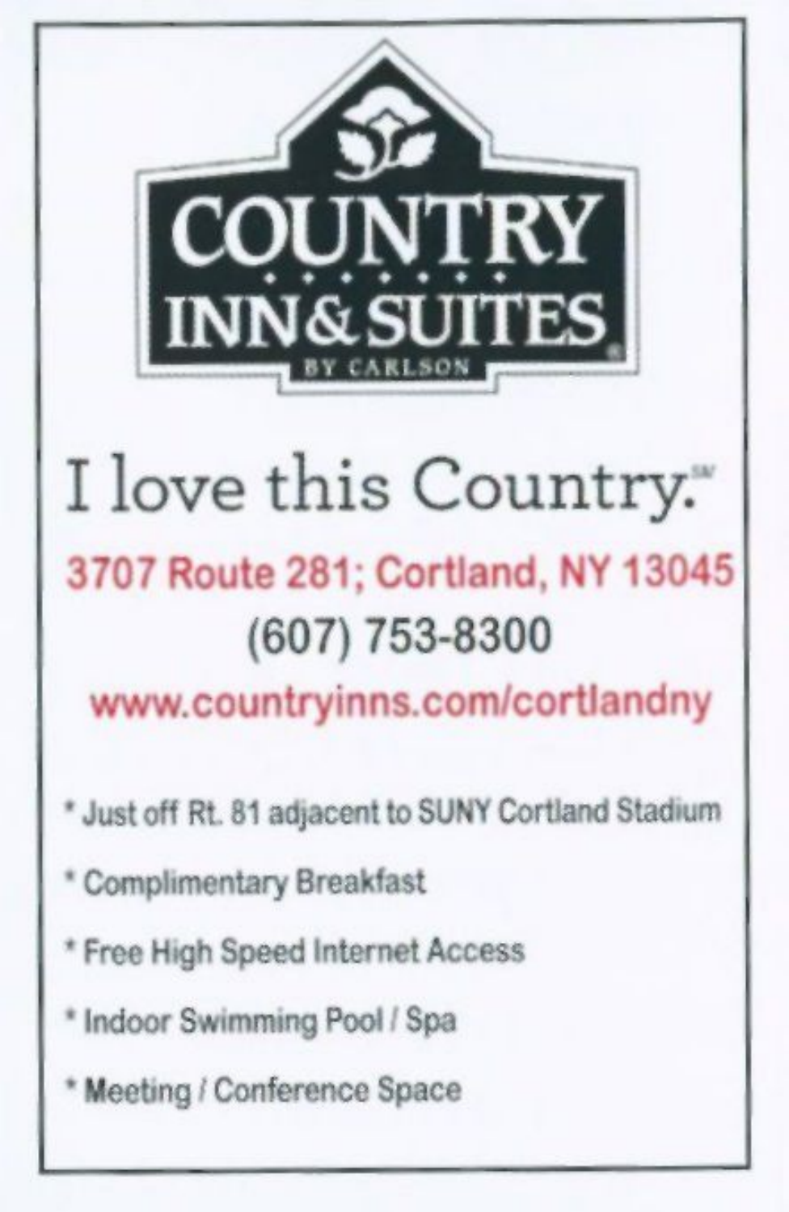# COUNTRY INN & SUITES

BY CARLSON

## I love this Country.℠

3707 Route 281; Cortland, NY 13045

(607) 753-8300

www.countryinns.com/cortlandny

* Just off Rt. 81 adjacent to SUNY Cortland Stadium
* Complimentary Breakfast
* Free High Speed Internet Access
* Indoor Swimming Pool / Spa
* Meeting / Conference Space